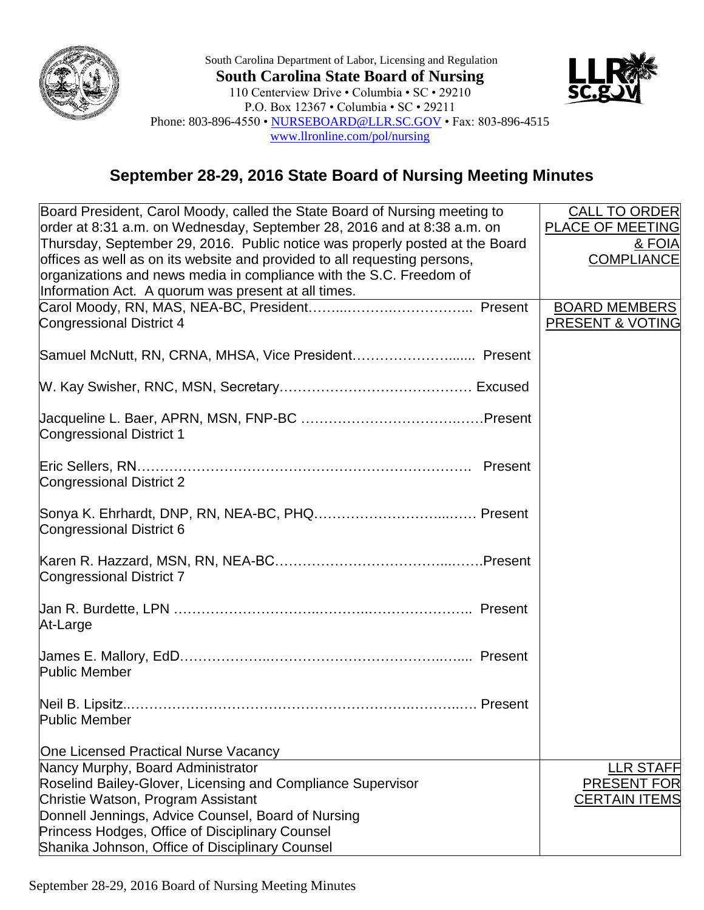South Carolina Department of Labor, Licensing and Regulation

**South Carolina State Board of Nursing**

110 Centerview Drive • Columbia • SC • 29210
P.O. Box 12367 • Columbia • SC • 29211
Phone: 803-896-4550 • NURSEBOARD@LLR.SC.GOV • Fax: 803-896-4515
www.llronline.com/pol/nursing

## September 28-29, 2016 State Board of Nursing Meeting Minutes

| | |
|---|---|
| Board President, Carol Moody, called the State Board of Nursing meeting to order at 8:31 a.m. on Wednesday, September 28, 2016 and at 8:38 a.m. on Thursday, September 29, 2016. Public notice was properly posted at the Board offices as well as on its website and provided to all requesting persons, organizations and news media in compliance with the S.C. Freedom of Information Act. A quorum was present at all times. | CALL TO ORDER PLACE OF MEETING & FOIA COMPLIANCE |
| Carol Moody, RN, MAS, NEA-BC, President........................... Present<br>Congressional District 4<br><br>Samuel McNutt, RN, CRNA, MHSA, Vice President.................. Present<br><br>W. Kay Swisher, RNC, MSN, Secretary.................................. Excused<br><br>Jacqueline L. Baer, APRN, MSN, FNP-BC ..............................Present<br>Congressional District 1<br><br>Eric Sellers, RN.......................................................... Present<br>Congressional District 2<br><br>Sonya K. Ehrhardt, DNP, RN, NEA-BC, PHQ.......................... Present<br>Congressional District 6<br><br>Karen R. Hazzard, MSN, RN, NEA-BC..................................Present<br>Congressional District 7<br><br>Jan R. Burdette, LPN ................................................. Present<br>At-Large<br><br>James E. Mallory, EdD.................................................. Present<br>Public Member<br><br>Neil B. Lipsitz............................................................ Present<br>Public Member<br><br>One Licensed Practical Nurse Vacancy | BOARD MEMBERS PRESENT & VOTING |
| Nancy Murphy, Board Administrator<br>Roselind Bailey-Glover, Licensing and Compliance Supervisor<br>Christie Watson, Program Assistant<br>Donnell Jennings, Advice Counsel, Board of Nursing<br>Princess Hodges, Office of Disciplinary Counsel<br>Shanika Johnson, Office of Disciplinary Counsel | LLR STAFF PRESENT FOR CERTAIN ITEMS |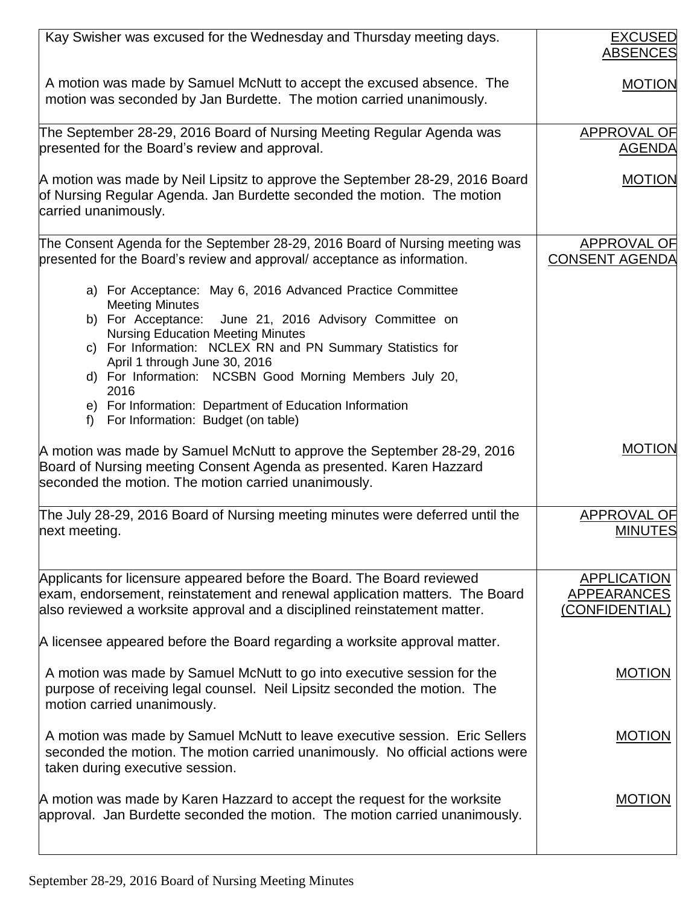| | |
|---|---|
| Kay Swisher was excused for the Wednesday and Thursday meeting days.<br><br>A motion was made by Samuel McNutt to accept the excused absence. The motion was seconded by Jan Burdette. The motion carried unanimously. | EXCUSED ABSENCES<br><br>MOTION |
| The September 28-29, 2016 Board of Nursing Meeting Regular Agenda was presented for the Board's review and approval.<br><br>A motion was made by Neil Lipsitz to approve the September 28-29, 2016 Board of Nursing Regular Agenda. Jan Burdette seconded the motion. The motion carried unanimously. | APPROVAL OF AGENDA<br><br>MOTION |
| The Consent Agenda for the September 28-29, 2016 Board of Nursing meeting was presented for the Board's review and approval/ acceptance as information.<br><br>a) For Acceptance: May 6, 2016 Advanced Practice Committee Meeting Minutes<br>b) For Acceptance: June 21, 2016 Advisory Committee on Nursing Education Meeting Minutes<br>c) For Information: NCLEX RN and PN Summary Statistics for April 1 through June 30, 2016<br>d) For Information: NCSBN Good Morning Members July 20, 2016<br>e) For Information: Department of Education Information<br>f) For Information: Budget (on table)<br><br>A motion was made by Samuel McNutt to approve the September 28-29, 2016 Board of Nursing meeting Consent Agenda as presented. Karen Hazzard seconded the motion. The motion carried unanimously. | APPROVAL OF CONSENT AGENDA<br><br>MOTION |
| The July 28-29, 2016 Board of Nursing meeting minutes were deferred until the next meeting. | APPROVAL OF MINUTES |
| Applicants for licensure appeared before the Board. The Board reviewed exam, endorsement, reinstatement and renewal application matters. The Board also reviewed a worksite approval and a disciplined reinstatement matter.<br><br>A licensee appeared before the Board regarding a worksite approval matter.<br><br>A motion was made by Samuel McNutt to go into executive session for the purpose of receiving legal counsel. Neil Lipsitz seconded the motion. The motion carried unanimously.<br><br>A motion was made by Samuel McNutt to leave executive session. Eric Sellers seconded the motion. The motion carried unanimously. No official actions were taken during executive session.<br><br>A motion was made by Karen Hazzard to accept the request for the worksite approval. Jan Burdette seconded the motion. The motion carried unanimously. | APPLICATION APPEARANCES (CONFIDENTIAL)<br><br>MOTION<br><br>MOTION<br><br>MOTION |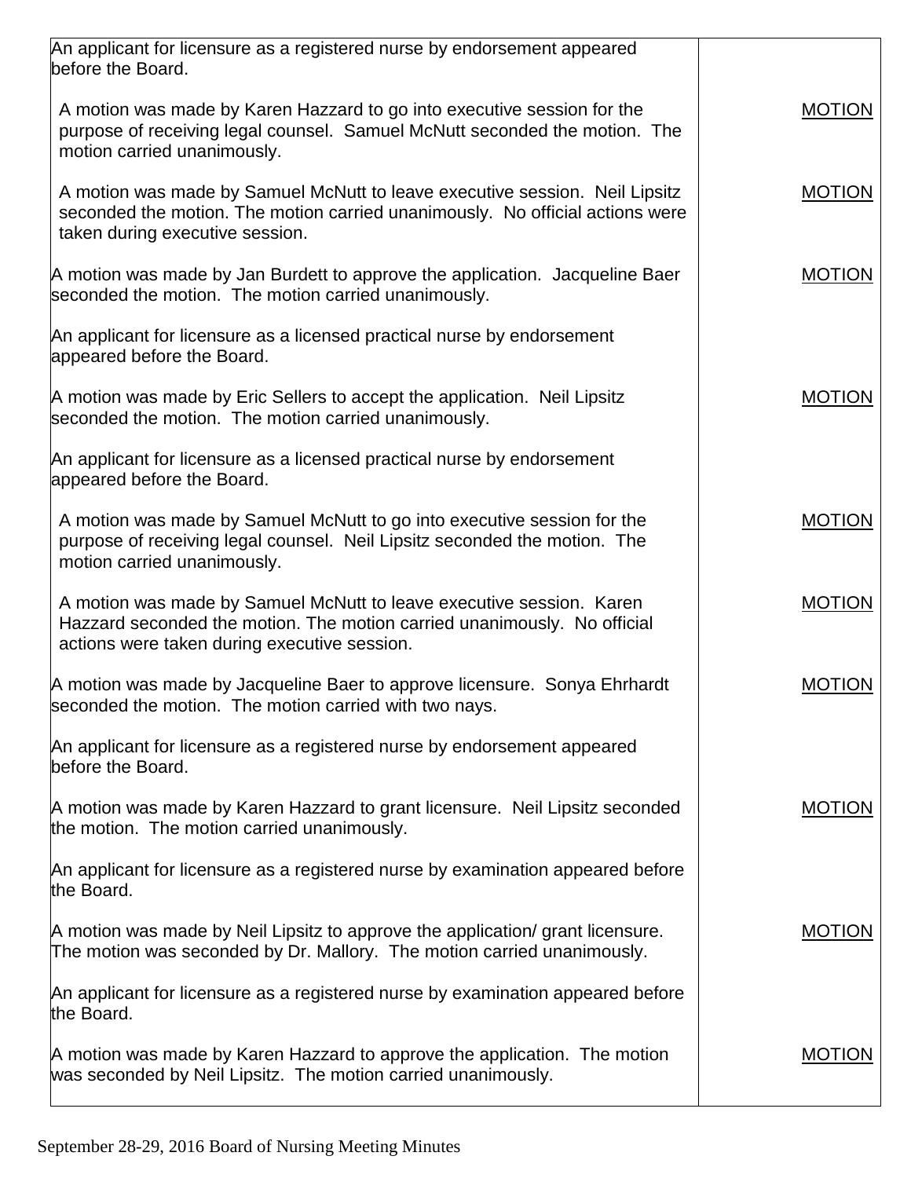| | |
|---|---|
| An applicant for licensure as a registered nurse by endorsement appeared before the Board. | |
| A motion was made by Karen Hazzard to go into executive session for the purpose of receiving legal counsel. Samuel McNutt seconded the motion. The motion carried unanimously. | MOTION |
| A motion was made by Samuel McNutt to leave executive session. Neil Lipsitz seconded the motion. The motion carried unanimously. No official actions were taken during executive session. | MOTION |
| A motion was made by Jan Burdett to approve the application. Jacqueline Baer seconded the motion. The motion carried unanimously. | MOTION |
| An applicant for licensure as a licensed practical nurse by endorsement appeared before the Board. | |
| A motion was made by Eric Sellers to accept the application. Neil Lipsitz seconded the motion. The motion carried unanimously. | MOTION |
| An applicant for licensure as a licensed practical nurse by endorsement appeared before the Board. | |
| A motion was made by Samuel McNutt to go into executive session for the purpose of receiving legal counsel. Neil Lipsitz seconded the motion. The motion carried unanimously. | MOTION |
| A motion was made by Samuel McNutt to leave executive session. Karen Hazzard seconded the motion. The motion carried unanimously. No official actions were taken during executive session. | MOTION |
| A motion was made by Jacqueline Baer to approve licensure. Sonya Ehrhardt seconded the motion. The motion carried with two nays. | MOTION |
| An applicant for licensure as a registered nurse by endorsement appeared before the Board. | |
| A motion was made by Karen Hazzard to grant licensure. Neil Lipsitz seconded the motion. The motion carried unanimously. | MOTION |
| An applicant for licensure as a registered nurse by examination appeared before the Board. | |
| A motion was made by Neil Lipsitz to approve the application/ grant licensure. The motion was seconded by Dr. Mallory. The motion carried unanimously. | MOTION |
| An applicant for licensure as a registered nurse by examination appeared before the Board. | |
| A motion was made by Karen Hazzard to approve the application. The motion was seconded by Neil Lipsitz. The motion carried unanimously. | MOTION |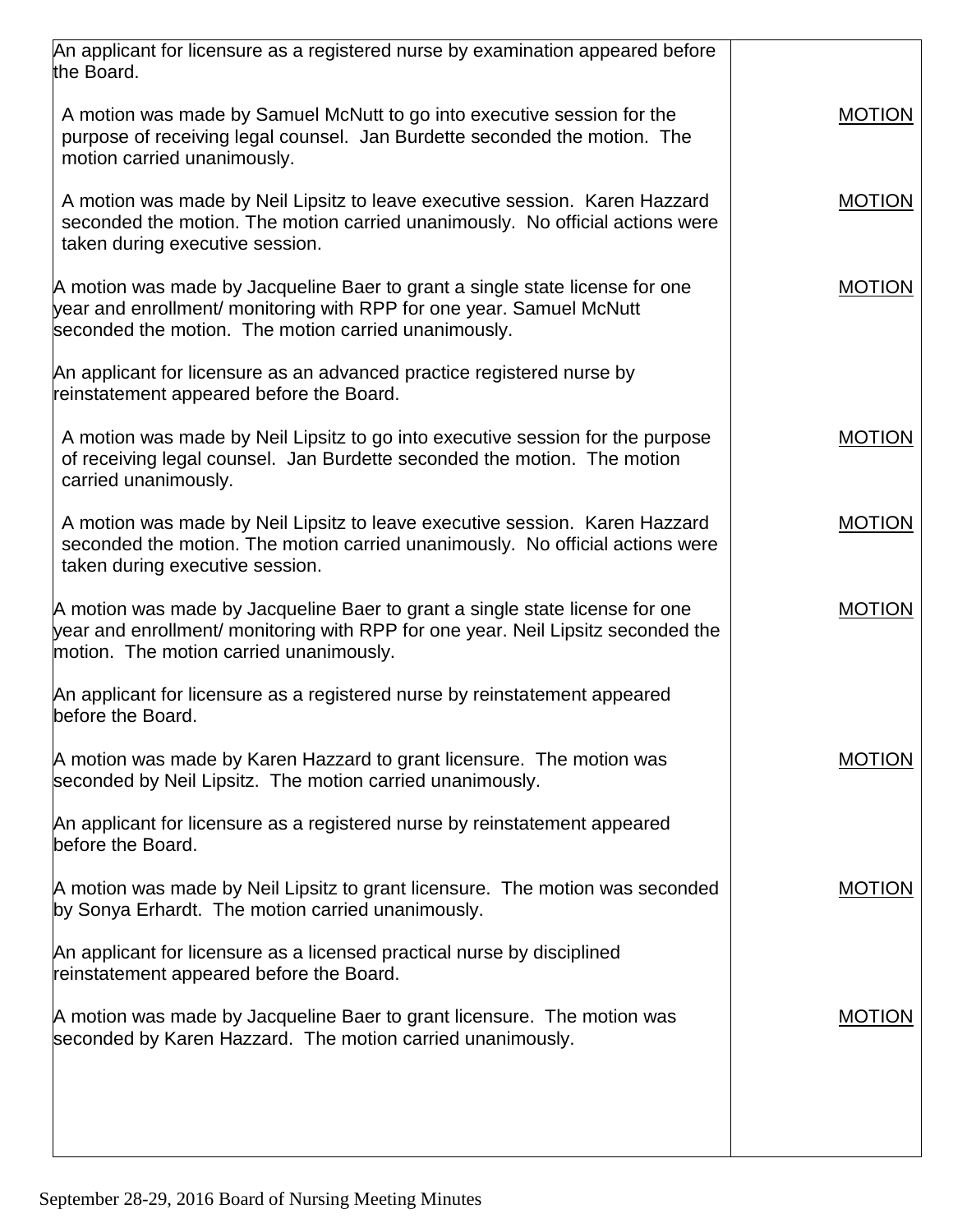| | |
|---|---|
| An applicant for licensure as a registered nurse by examination appeared before the Board. | |
| A motion was made by Samuel McNutt to go into executive session for the purpose of receiving legal counsel. Jan Burdette seconded the motion. The motion carried unanimously. | MOTION |
| A motion was made by Neil Lipsitz to leave executive session. Karen Hazzard seconded the motion. The motion carried unanimously. No official actions were taken during executive session. | MOTION |
| A motion was made by Jacqueline Baer to grant a single state license for one year and enrollment/ monitoring with RPP for one year. Samuel McNutt seconded the motion. The motion carried unanimously. | MOTION |
| An applicant for licensure as an advanced practice registered nurse by reinstatement appeared before the Board. | |
| A motion was made by Neil Lipsitz to go into executive session for the purpose of receiving legal counsel. Jan Burdette seconded the motion. The motion carried unanimously. | MOTION |
| A motion was made by Neil Lipsitz to leave executive session. Karen Hazzard seconded the motion. The motion carried unanimously. No official actions were taken during executive session. | MOTION |
| A motion was made by Jacqueline Baer to grant a single state license for one year and enrollment/ monitoring with RPP for one year. Neil Lipsitz seconded the motion. The motion carried unanimously. | MOTION |
| An applicant for licensure as a registered nurse by reinstatement appeared before the Board. | |
| A motion was made by Karen Hazzard to grant licensure. The motion was seconded by Neil Lipsitz. The motion carried unanimously. | MOTION |
| An applicant for licensure as a registered nurse by reinstatement appeared before the Board. | |
| A motion was made by Neil Lipsitz to grant licensure. The motion was seconded by Sonya Erhardt. The motion carried unanimously. | MOTION |
| An applicant for licensure as a licensed practical nurse by disciplined reinstatement appeared before the Board. | |
| A motion was made by Jacqueline Baer to grant licensure. The motion was seconded by Karen Hazzard. The motion carried unanimously. | MOTION |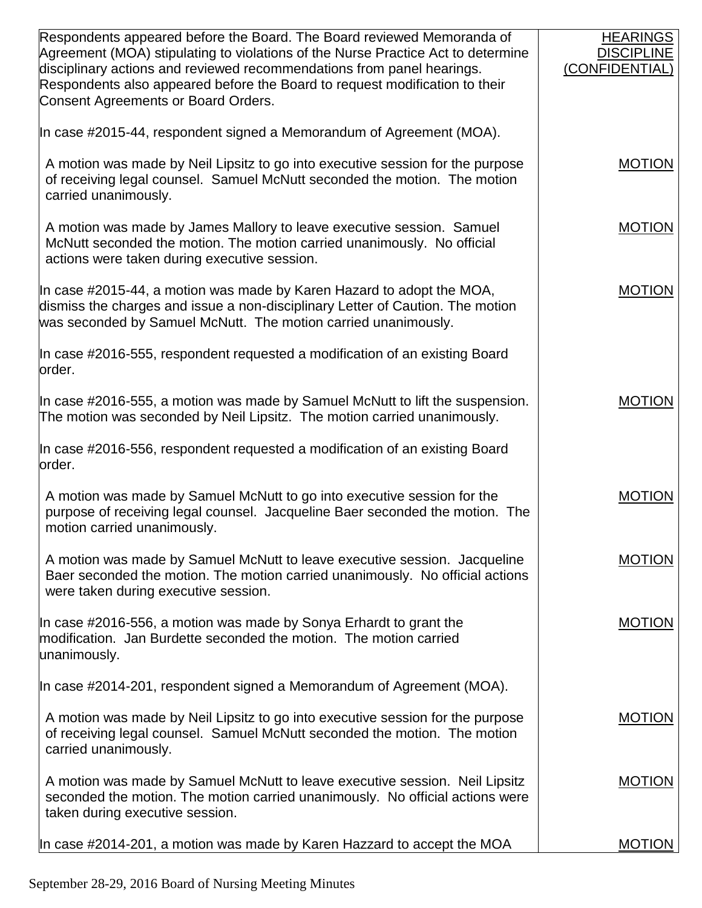| | |
|---|---|
| Respondents appeared before the Board. The Board reviewed Memoranda of Agreement (MOA) stipulating to violations of the Nurse Practice Act to determine disciplinary actions and reviewed recommendations from panel hearings. Respondents also appeared before the Board to request modification to their Consent Agreements or Board Orders. | HEARINGS DISCIPLINE (CONFIDENTIAL) |
| In case #2015-44, respondent signed a Memorandum of Agreement (MOA). | |
| A motion was made by Neil Lipsitz to go into executive session for the purpose of receiving legal counsel. Samuel McNutt seconded the motion. The motion carried unanimously. | MOTION |
| A motion was made by James Mallory to leave executive session. Samuel McNutt seconded the motion. The motion carried unanimously. No official actions were taken during executive session. | MOTION |
| In case #2015-44, a motion was made by Karen Hazard to adopt the MOA, dismiss the charges and issue a non-disciplinary Letter of Caution. The motion was seconded by Samuel McNutt. The motion carried unanimously. | MOTION |
| In case #2016-555, respondent requested a modification of an existing Board order. | |
| In case #2016-555, a motion was made by Samuel McNutt to lift the suspension. The motion was seconded by Neil Lipsitz. The motion carried unanimously. | MOTION |
| In case #2016-556, respondent requested a modification of an existing Board order. | |
| A motion was made by Samuel McNutt to go into executive session for the purpose of receiving legal counsel. Jacqueline Baer seconded the motion. The motion carried unanimously. | MOTION |
| A motion was made by Samuel McNutt to leave executive session. Jacqueline Baer seconded the motion. The motion carried unanimously. No official actions were taken during executive session. | MOTION |
| In case #2016-556, a motion was made by Sonya Erhardt to grant the modification. Jan Burdette seconded the motion. The motion carried unanimously. | MOTION |
| In case #2014-201, respondent signed a Memorandum of Agreement (MOA). | |
| A motion was made by Neil Lipsitz to go into executive session for the purpose of receiving legal counsel. Samuel McNutt seconded the motion. The motion carried unanimously. | MOTION |
| A motion was made by Samuel McNutt to leave executive session. Neil Lipsitz seconded the motion. The motion carried unanimously. No official actions were taken during executive session. | MOTION |
| In case #2014-201, a motion was made by Karen Hazzard to accept the MOA | MOTION |

September 28-29, 2016 Board of Nursing Meeting Minutes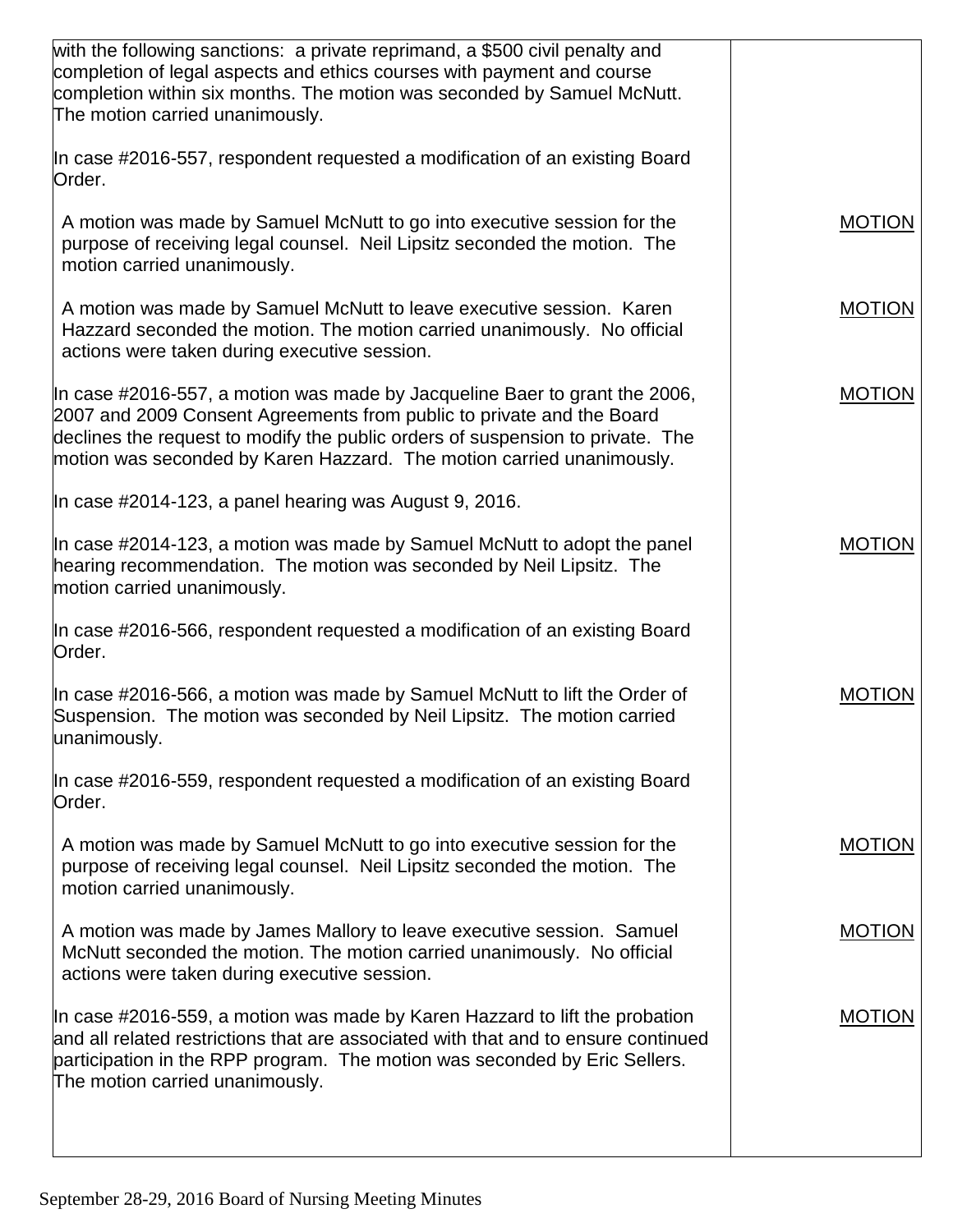| | |
|---|---|
| with the following sanctions: a private reprimand, a $500 civil penalty and completion of legal aspects and ethics courses with payment and course completion within six months. The motion was seconded by Samuel McNutt. The motion carried unanimously. | |
| In case #2016-557, respondent requested a modification of an existing Board Order. | |
| A motion was made by Samuel McNutt to go into executive session for the purpose of receiving legal counsel. Neil Lipsitz seconded the motion. The motion carried unanimously. | MOTION |
| A motion was made by Samuel McNutt to leave executive session. Karen Hazzard seconded the motion. The motion carried unanimously. No official actions were taken during executive session. | MOTION |
| In case #2016-557, a motion was made by Jacqueline Baer to grant the 2006, 2007 and 2009 Consent Agreements from public to private and the Board declines the request to modify the public orders of suspension to private. The motion was seconded by Karen Hazzard. The motion carried unanimously. | MOTION |
| In case #2014-123, a panel hearing was August 9, 2016. | |
| In case #2014-123, a motion was made by Samuel McNutt to adopt the panel hearing recommendation. The motion was seconded by Neil Lipsitz. The motion carried unanimously. | MOTION |
| In case #2016-566, respondent requested a modification of an existing Board Order. | |
| In case #2016-566, a motion was made by Samuel McNutt to lift the Order of Suspension. The motion was seconded by Neil Lipsitz. The motion carried unanimously. | MOTION |
| In case #2016-559, respondent requested a modification of an existing Board Order. | |
| A motion was made by Samuel McNutt to go into executive session for the purpose of receiving legal counsel. Neil Lipsitz seconded the motion. The motion carried unanimously. | MOTION |
| A motion was made by James Mallory to leave executive session. Samuel McNutt seconded the motion. The motion carried unanimously. No official actions were taken during executive session. | MOTION |
| In case #2016-559, a motion was made by Karen Hazzard to lift the probation and all related restrictions that are associated with that and to ensure continued participation in the RPP program. The motion was seconded by Eric Sellers. The motion carried unanimously. | MOTION |

September 28-29, 2016 Board of Nursing Meeting Minutes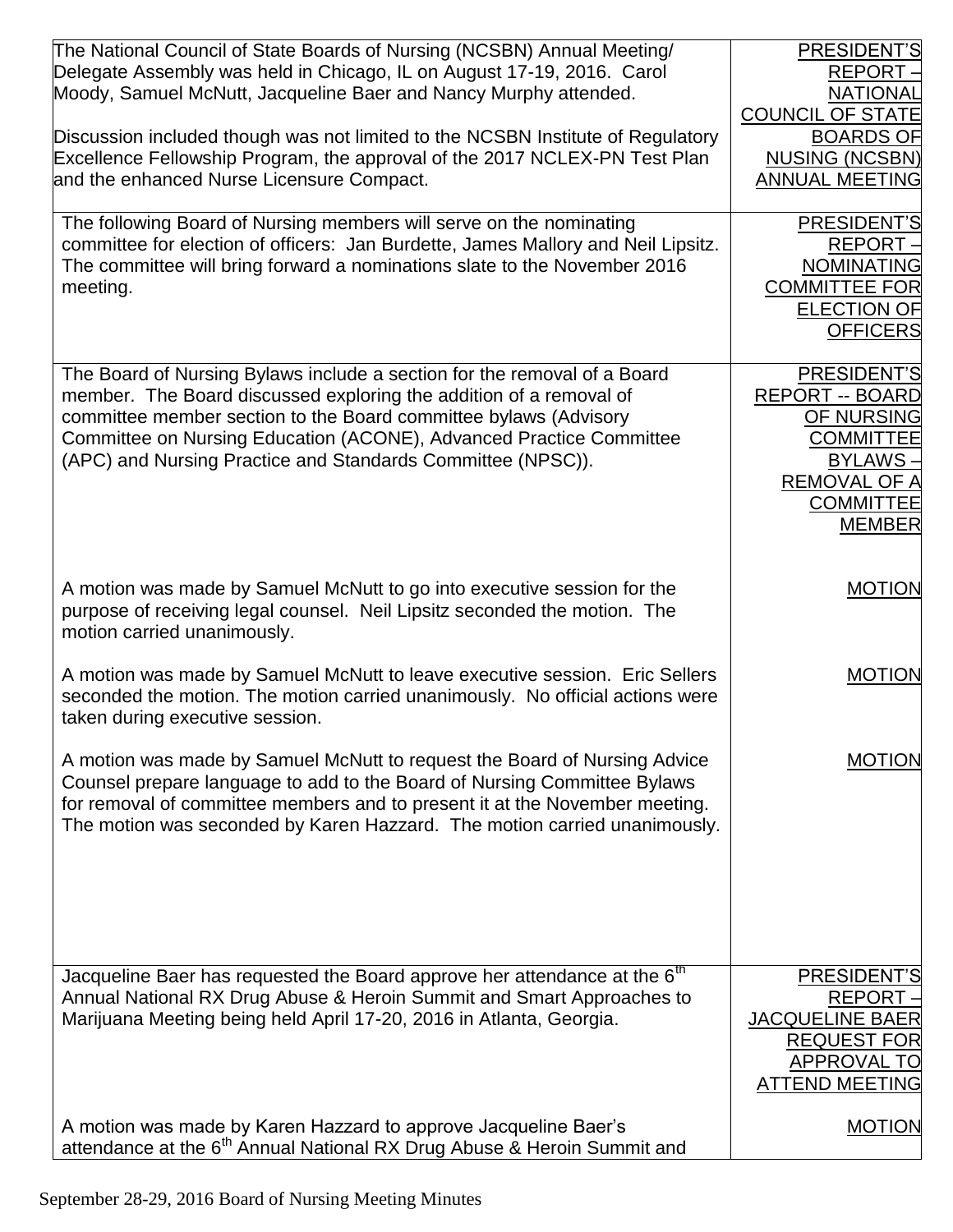| | |
|---|---|
| The National Council of State Boards of Nursing (NCSBN) Annual Meeting/ Delegate Assembly was held in Chicago, IL on August 17-19, 2016. Carol Moody, Samuel McNutt, Jacqueline Baer and Nancy Murphy attended.<br><br>Discussion included though was not limited to the NCSBN Institute of Regulatory Excellence Fellowship Program, the approval of the 2017 NCLEX-PN Test Plan and the enhanced Nurse Licensure Compact. | PRESIDENT'S REPORT – NATIONAL COUNCIL OF STATE BOARDS OF NUSING (NCSBN) ANNUAL MEETING |
| The following Board of Nursing members will serve on the nominating committee for election of officers: Jan Burdette, James Mallory and Neil Lipsitz. The committee will bring forward a nominations slate to the November 2016 meeting. | PRESIDENT'S REPORT – NOMINATING COMMITTEE FOR ELECTION OF OFFICERS |
| The Board of Nursing Bylaws include a section for the removal of a Board member. The Board discussed exploring the addition of a removal of committee member section to the Board committee bylaws (Advisory Committee on Nursing Education (ACONE), Advanced Practice Committee (APC) and Nursing Practice and Standards Committee (NPSC)). | PRESIDENT'S REPORT -- BOARD OF NURSING COMMITTEE BYLAWS – REMOVAL OF A COMMITTEE MEMBER |
| A motion was made by Samuel McNutt to go into executive session for the purpose of receiving legal counsel. Neil Lipsitz seconded the motion. The motion carried unanimously. | MOTION |
| A motion was made by Samuel McNutt to leave executive session. Eric Sellers seconded the motion. The motion carried unanimously. No official actions were taken during executive session. | MOTION |
| A motion was made by Samuel McNutt to request the Board of Nursing Advice Counsel prepare language to add to the Board of Nursing Committee Bylaws for removal of committee members and to present it at the November meeting. The motion was seconded by Karen Hazzard. The motion carried unanimously. | MOTION |
| Jacqueline Baer has requested the Board approve her attendance at the 6th Annual National RX Drug Abuse & Heroin Summit and Smart Approaches to Marijuana Meeting being held April 17-20, 2016 in Atlanta, Georgia. | PRESIDENT'S REPORT – JACQUELINE BAER REQUEST FOR APPROVAL TO ATTEND MEETING |
| A motion was made by Karen Hazzard to approve Jacqueline Baer's attendance at the 6th Annual National RX Drug Abuse & Heroin Summit and | MOTION |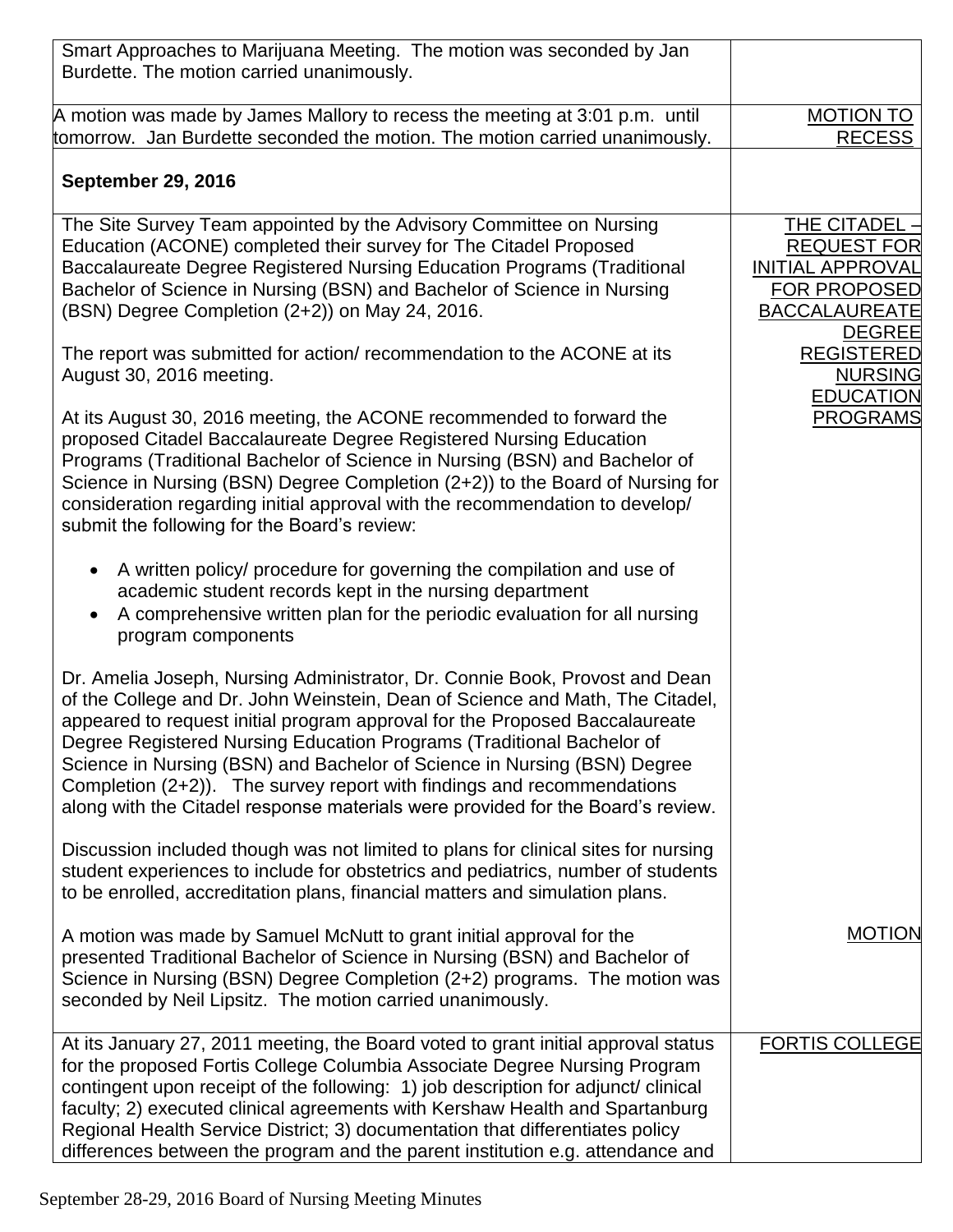| | |
|---|---|
| Smart Approaches to Marijuana Meeting. The motion was seconded by Jan Burdette. The motion carried unanimously. | |
| A motion was made by James Mallory to recess the meeting at 3:01 p.m. until tomorrow. Jan Burdette seconded the motion. The motion carried unanimously. | MOTION TO RECESS |
| **September 29, 2016** | |
| The Site Survey Team appointed by the Advisory Committee on Nursing Education (ACONE) completed their survey for The Citadel Proposed Baccalaureate Degree Registered Nursing Education Programs (Traditional Bachelor of Science in Nursing (BSN) and Bachelor of Science in Nursing (BSN) Degree Completion (2+2)) on May 24, 2016.<br><br>The report was submitted for action/ recommendation to the ACONE at its August 30, 2016 meeting.<br><br>At its August 30, 2016 meeting, the ACONE recommended to forward the proposed Citadel Baccalaureate Degree Registered Nursing Education Programs (Traditional Bachelor of Science in Nursing (BSN) and Bachelor of Science in Nursing (BSN) Degree Completion (2+2)) to the Board of Nursing for consideration regarding initial approval with the recommendation to develop/ submit the following for the Board's review:<br><br>• A written policy/ procedure for governing the compilation and use of academic student records kept in the nursing department<br>• A comprehensive written plan for the periodic evaluation for all nursing program components<br><br>Dr. Amelia Joseph, Nursing Administrator, Dr. Connie Book, Provost and Dean of the College and Dr. John Weinstein, Dean of Science and Math, The Citadel, appeared to request initial program approval for the Proposed Baccalaureate Degree Registered Nursing Education Programs (Traditional Bachelor of Science in Nursing (BSN) and Bachelor of Science in Nursing (BSN) Degree Completion (2+2)). The survey report with findings and recommendations along with the Citadel response materials were provided for the Board's review.<br><br>Discussion included though was not limited to plans for clinical sites for nursing student experiences to include for obstetrics and pediatrics, number of students to be enrolled, accreditation plans, financial matters and simulation plans. | THE CITADEL – REQUEST FOR INITIAL APPROVAL FOR PROPOSED BACCALAUREATE DEGREE REGISTERED NURSING EDUCATION PROGRAMS |
| A motion was made by Samuel McNutt to grant initial approval for the presented Traditional Bachelor of Science in Nursing (BSN) and Bachelor of Science in Nursing (BSN) Degree Completion (2+2) programs. The motion was seconded by Neil Lipsitz. The motion carried unanimously. | MOTION |
| At its January 27, 2011 meeting, the Board voted to grant initial approval status for the proposed Fortis College Columbia Associate Degree Nursing Program contingent upon receipt of the following: 1) job description for adjunct/ clinical faculty; 2) executed clinical agreements with Kershaw Health and Spartanburg Regional Health Service District; 3) documentation that differentiates policy differences between the program and the parent institution e.g. attendance and | FORTIS COLLEGE |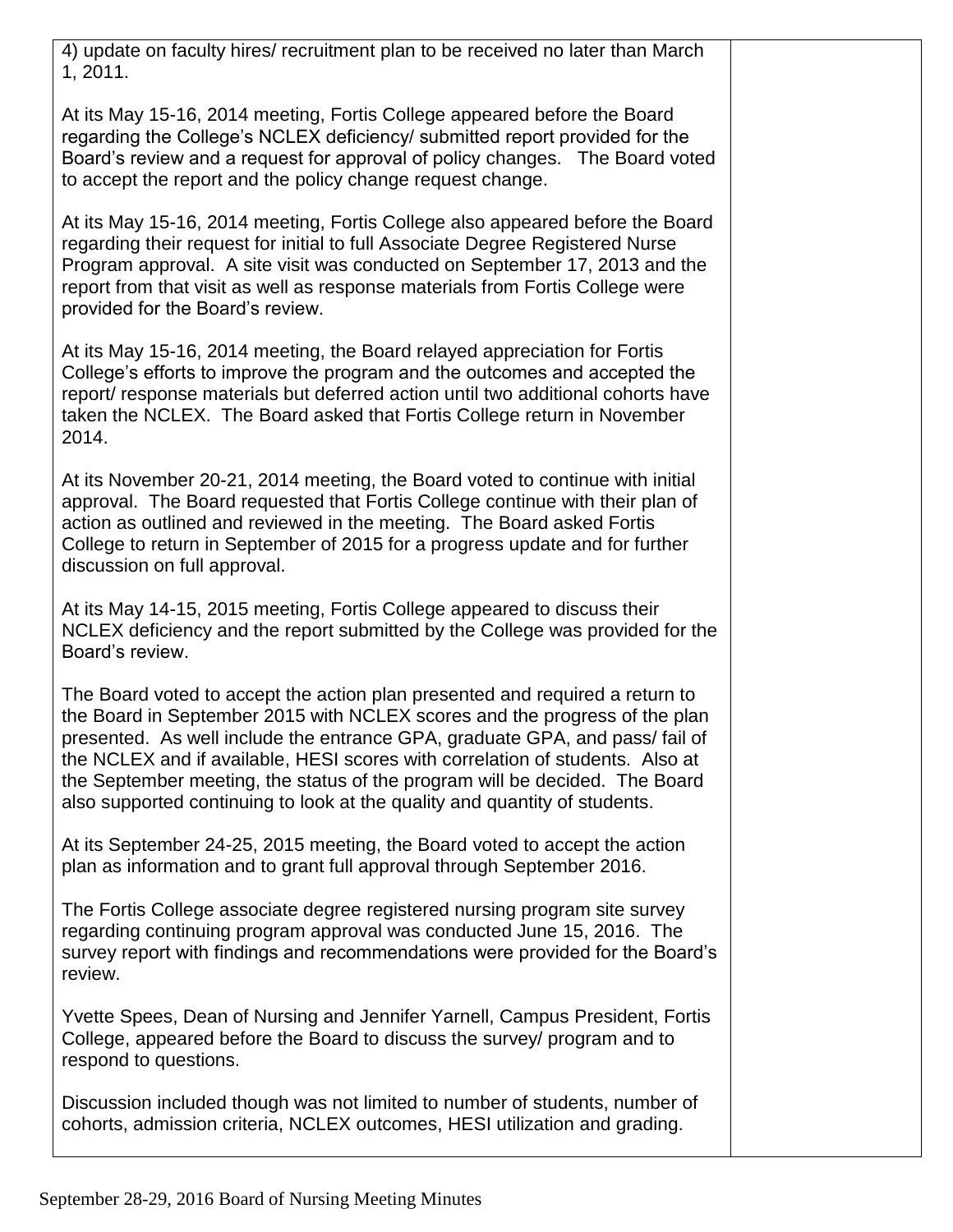| | |
|---|---|
| 4) update on faculty hires/ recruitment plan to be received no later than March 1, 2011.<br><br>At its May 15-16, 2014 meeting, Fortis College appeared before the Board regarding the College's NCLEX deficiency/ submitted report provided for the Board's review and a request for approval of policy changes. The Board voted to accept the report and the policy change request change.<br><br>At its May 15-16, 2014 meeting, Fortis College also appeared before the Board regarding their request for initial to full Associate Degree Registered Nurse Program approval. A site visit was conducted on September 17, 2013 and the report from that visit as well as response materials from Fortis College were provided for the Board's review.<br><br>At its May 15-16, 2014 meeting, the Board relayed appreciation for Fortis College's efforts to improve the program and the outcomes and accepted the report/ response materials but deferred action until two additional cohorts have taken the NCLEX. The Board asked that Fortis College return in November 2014.<br><br>At its November 20-21, 2014 meeting, the Board voted to continue with initial approval. The Board requested that Fortis College continue with their plan of action as outlined and reviewed in the meeting. The Board asked Fortis College to return in September of 2015 for a progress update and for further discussion on full approval.<br><br>At its May 14-15, 2015 meeting, Fortis College appeared to discuss their NCLEX deficiency and the report submitted by the College was provided for the Board's review.<br><br>The Board voted to accept the action plan presented and required a return to the Board in September 2015 with NCLEX scores and the progress of the plan presented. As well include the entrance GPA, graduate GPA, and pass/ fail of the NCLEX and if available, HESI scores with correlation of students. Also at the September meeting, the status of the program will be decided. The Board also supported continuing to look at the quality and quantity of students.<br><br>At its September 24-25, 2015 meeting, the Board voted to accept the action plan as information and to grant full approval through September 2016.<br><br>The Fortis College associate degree registered nursing program site survey regarding continuing program approval was conducted June 15, 2016. The survey report with findings and recommendations were provided for the Board's review.<br><br>Yvette Spees, Dean of Nursing and Jennifer Yarnell, Campus President, Fortis College, appeared before the Board to discuss the survey/ program and to respond to questions.<br><br>Discussion included though was not limited to number of students, number of cohorts, admission criteria, NCLEX outcomes, HESI utilization and grading. | |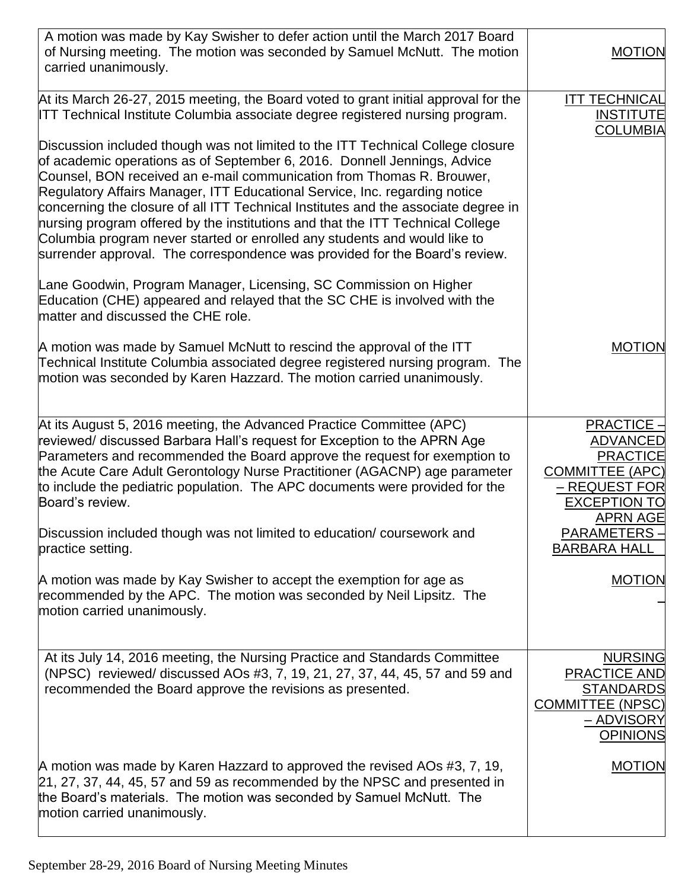| | |
|---|---|
| A motion was made by Kay Swisher to defer action until the March 2017 Board of Nursing meeting. The motion was seconded by Samuel McNutt. The motion carried unanimously. | MOTION |
| At its March 26-27, 2015 meeting, the Board voted to grant initial approval for the ITT Technical Institute Columbia associate degree registered nursing program.<br><br>Discussion included though was not limited to the ITT Technical College closure of academic operations as of September 6, 2016. Donnell Jennings, Advice Counsel, BON received an e-mail communication from Thomas R. Brouwer, Regulatory Affairs Manager, ITT Educational Service, Inc. regarding notice concerning the closure of all ITT Technical Institutes and the associate degree in nursing program offered by the institutions and that the ITT Technical College Columbia program never started or enrolled any students and would like to surrender approval. The correspondence was provided for the Board's review.<br><br>Lane Goodwin, Program Manager, Licensing, SC Commission on Higher Education (CHE) appeared and relayed that the SC CHE is involved with the matter and discussed the CHE role. | ITT TECHNICAL INSTITUTE COLUMBIA |
| A motion was made by Samuel McNutt to rescind the approval of the ITT Technical Institute Columbia associated degree registered nursing program. The motion was seconded by Karen Hazzard. The motion carried unanimously. | MOTION |
| At its August 5, 2016 meeting, the Advanced Practice Committee (APC) reviewed/ discussed Barbara Hall's request for Exception to the APRN Age Parameters and recommended the Board approve the request for exemption to the Acute Care Adult Gerontology Nurse Practitioner (AGACNP) age parameter to include the pediatric population. The APC documents were provided for the Board's review.<br><br>Discussion included though was not limited to education/ coursework and practice setting. | PRACTICE – ADVANCED PRACTICE COMMITTEE (APC) – REQUEST FOR EXCEPTION TO APRN AGE PARAMETERS – BARBARA HALL |
| A motion was made by Kay Swisher to accept the exemption for age as recommended by the APC. The motion was seconded by Neil Lipsitz. The motion carried unanimously. | MOTION |
| At its July 14, 2016 meeting, the Nursing Practice and Standards Committee (NPSC) reviewed/ discussed AOs #3, 7, 19, 21, 27, 37, 44, 45, 57 and 59 and recommended the Board approve the revisions as presented. | NURSING PRACTICE AND STANDARDS COMMITTEE (NPSC) – ADVISORY OPINIONS |
| A motion was made by Karen Hazzard to approved the revised AOs #3, 7, 19, 21, 27, 37, 44, 45, 57 and 59 as recommended by the NPSC and presented in the Board's materials. The motion was seconded by Samuel McNutt. The motion carried unanimously. | MOTION |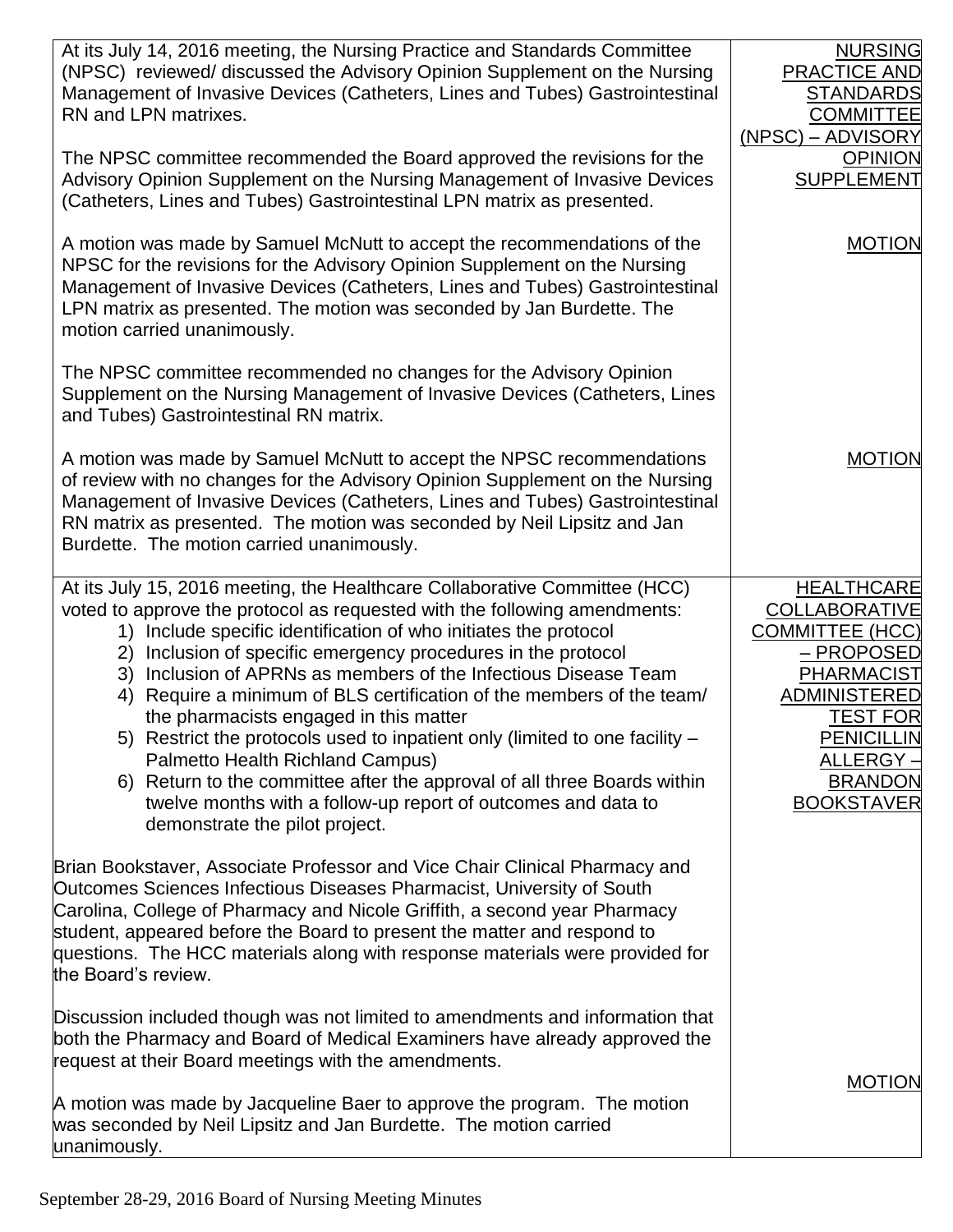| | |
|---|---|
| At its July 14, 2016 meeting, the Nursing Practice and Standards Committee (NPSC) reviewed/ discussed the Advisory Opinion Supplement on the Nursing Management of Invasive Devices (Catheters, Lines and Tubes) Gastrointestinal RN and LPN matrixes.<br><br>The NPSC committee recommended the Board approved the revisions for the Advisory Opinion Supplement on the Nursing Management of Invasive Devices (Catheters, Lines and Tubes) Gastrointestinal LPN matrix as presented. | NURSING PRACTICE AND STANDARDS COMMITTEE (NPSC) – ADVISORY OPINION SUPPLEMENT |
| A motion was made by Samuel McNutt to accept the recommendations of the NPSC for the revisions for the Advisory Opinion Supplement on the Nursing Management of Invasive Devices (Catheters, Lines and Tubes) Gastrointestinal LPN matrix as presented. The motion was seconded by Jan Burdette. The motion carried unanimously.<br><br>The NPSC committee recommended no changes for the Advisory Opinion Supplement on the Nursing Management of Invasive Devices (Catheters, Lines and Tubes) Gastrointestinal RN matrix. | MOTION |
| A motion was made by Samuel McNutt to accept the NPSC recommendations of review with no changes for the Advisory Opinion Supplement on the Nursing Management of Invasive Devices (Catheters, Lines and Tubes) Gastrointestinal RN matrix as presented. The motion was seconded by Neil Lipsitz and Jan Burdette. The motion carried unanimously. | MOTION |
| At its July 15, 2016 meeting, the Healthcare Collaborative Committee (HCC) voted to approve the protocol as requested with the following amendments:<br>1) Include specific identification of who initiates the protocol<br>2) Inclusion of specific emergency procedures in the protocol<br>3) Inclusion of APRNs as members of the Infectious Disease Team<br>4) Require a minimum of BLS certification of the members of the team/ the pharmacists engaged in this matter<br>5) Restrict the protocols used to inpatient only (limited to one facility – Palmetto Health Richland Campus)<br>6) Return to the committee after the approval of all three Boards within twelve months with a follow-up report of outcomes and data to demonstrate the pilot project.<br><br>Brian Bookstaver, Associate Professor and Vice Chair Clinical Pharmacy and Outcomes Sciences Infectious Diseases Pharmacist, University of South Carolina, College of Pharmacy and Nicole Griffith, a second year Pharmacy student, appeared before the Board to present the matter and respond to questions. The HCC materials along with response materials were provided for the Board's review.<br><br>Discussion included though was not limited to amendments and information that both the Pharmacy and Board of Medical Examiners have already approved the request at their Board meetings with the amendments. | HEALTHCARE COLLABORATIVE COMMITTEE (HCC) – PROPOSED PHARMACIST ADMINISTERED TEST FOR PENICILLIN ALLERGY – BRANDON BOOKSTAVER |
| A motion was made by Jacqueline Baer to approve the program. The motion was seconded by Neil Lipsitz and Jan Burdette. The motion carried unanimously. | MOTION |

September 28-29, 2016 Board of Nursing Meeting Minutes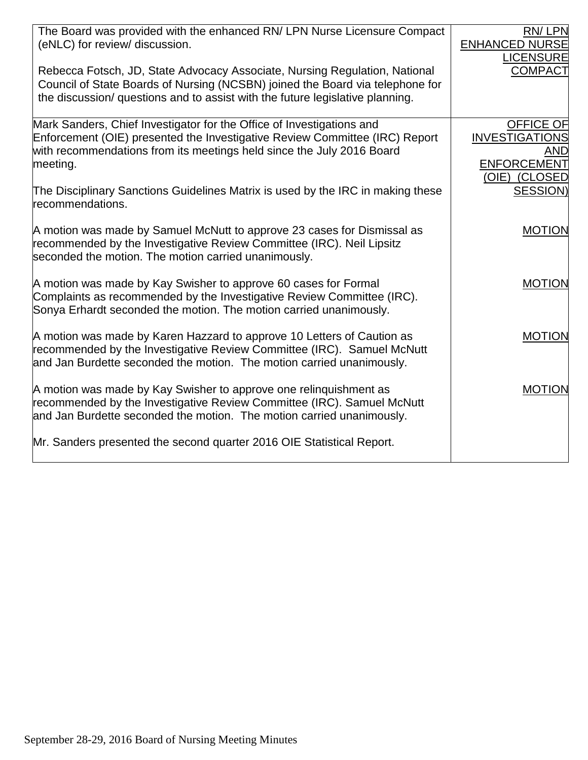| | |
|---|---|
| The Board was provided with the enhanced RN/ LPN Nurse Licensure Compact (eNLC) for review/ discussion.<br><br>Rebecca Fotsch, JD, State Advocacy Associate, Nursing Regulation, National Council of State Boards of Nursing (NCSBN) joined the Board via telephone for the discussion/ questions and to assist with the future legislative planning. | RN/ LPN ENHANCED NURSE LICENSURE COMPACT |
| Mark Sanders, Chief Investigator for the Office of Investigations and Enforcement (OIE) presented the Investigative Review Committee (IRC) Report with recommendations from its meetings held since the July 2016 Board meeting.<br><br>The Disciplinary Sanctions Guidelines Matrix is used by the IRC in making these recommendations. | OFFICE OF INVESTIGATIONS AND ENFORCEMENT (OIE) (CLOSED SESSION) |
| A motion was made by Samuel McNutt to approve 23 cases for Dismissal as recommended by the Investigative Review Committee (IRC). Neil Lipsitz seconded the motion. The motion carried unanimously. | MOTION |
| A motion was made by Kay Swisher to approve 60 cases for Formal Complaints as recommended by the Investigative Review Committee (IRC). Sonya Erhardt seconded the motion. The motion carried unanimously. | MOTION |
| A motion was made by Karen Hazzard to approve 10 Letters of Caution as recommended by the Investigative Review Committee (IRC). Samuel McNutt and Jan Burdette seconded the motion. The motion carried unanimously. | MOTION |
| A motion was made by Kay Swisher to approve one relinquishment as recommended by the Investigative Review Committee (IRC). Samuel McNutt and Jan Burdette seconded the motion. The motion carried unanimously. | MOTION |
| Mr. Sanders presented the second quarter 2016 OIE Statistical Report. | |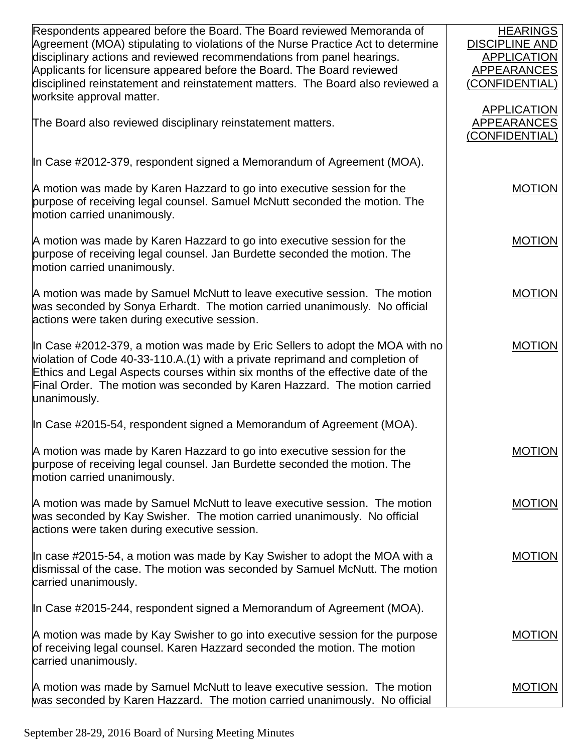| | |
|---|---|
| Respondents appeared before the Board. The Board reviewed Memoranda of Agreement (MOA) stipulating to violations of the Nurse Practice Act to determine disciplinary actions and reviewed recommendations from panel hearings. Applicants for licensure appeared before the Board. The Board reviewed disciplined reinstatement and reinstatement matters. The Board also reviewed a worksite approval matter. | HEARINGS DISCIPLINE AND APPLICATION APPEARANCES (CONFIDENTIAL) |
| The Board also reviewed disciplinary reinstatement matters. | APPLICATION APPEARANCES (CONFIDENTIAL) |
| In Case #2012-379, respondent signed a Memorandum of Agreement (MOA). | |
| A motion was made by Karen Hazzard to go into executive session for the purpose of receiving legal counsel. Samuel McNutt seconded the motion. The motion carried unanimously. | MOTION |
| A motion was made by Karen Hazzard to go into executive session for the purpose of receiving legal counsel. Jan Burdette seconded the motion. The motion carried unanimously. | MOTION |
| A motion was made by Samuel McNutt to leave executive session. The motion was seconded by Sonya Erhardt. The motion carried unanimously. No official actions were taken during executive session. | MOTION |
| In Case #2012-379, a motion was made by Eric Sellers to adopt the MOA with no violation of Code 40-33-110.A.(1) with a private reprimand and completion of Ethics and Legal Aspects courses within six months of the effective date of the Final Order. The motion was seconded by Karen Hazzard. The motion carried unanimously. | MOTION |
| In Case #2015-54, respondent signed a Memorandum of Agreement (MOA). | |
| A motion was made by Karen Hazzard to go into executive session for the purpose of receiving legal counsel. Jan Burdette seconded the motion. The motion carried unanimously. | MOTION |
| A motion was made by Samuel McNutt to leave executive session. The motion was seconded by Kay Swisher. The motion carried unanimously. No official actions were taken during executive session. | MOTION |
| In case #2015-54, a motion was made by Kay Swisher to adopt the MOA with a dismissal of the case. The motion was seconded by Samuel McNutt. The motion carried unanimously. | MOTION |
| In Case #2015-244, respondent signed a Memorandum of Agreement (MOA). | |
| A motion was made by Kay Swisher to go into executive session for the purpose of receiving legal counsel. Karen Hazzard seconded the motion. The motion carried unanimously. | MOTION |
| A motion was made by Samuel McNutt to leave executive session. The motion was seconded by Karen Hazzard. The motion carried unanimously. No official | MOTION |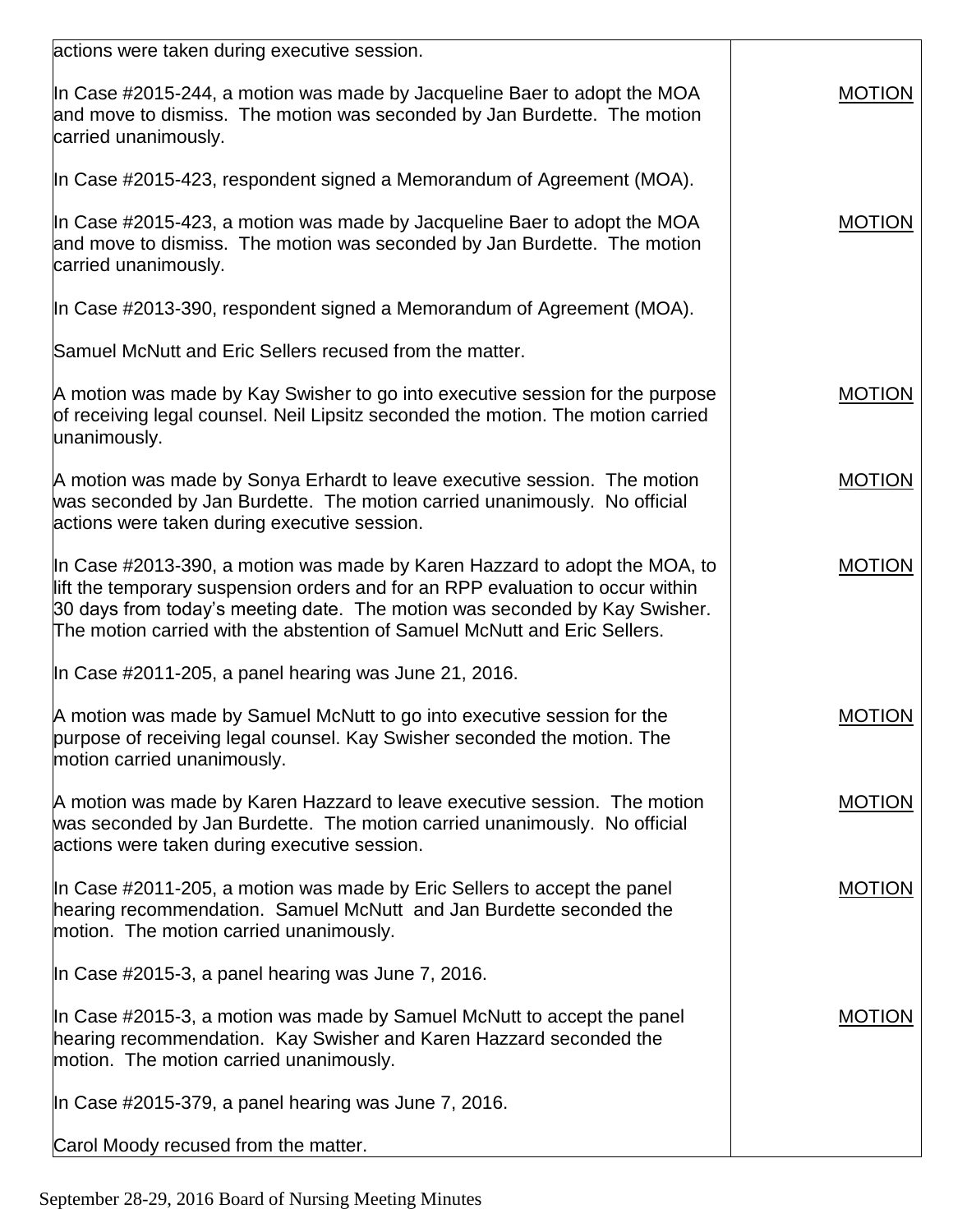| | |
|---|---|
| actions were taken during executive session. | |
| In Case #2015-244, a motion was made by Jacqueline Baer to adopt the MOA and move to dismiss. The motion was seconded by Jan Burdette. The motion carried unanimously. | MOTION |
| In Case #2015-423, respondent signed a Memorandum of Agreement (MOA). | |
| In Case #2015-423, a motion was made by Jacqueline Baer to adopt the MOA and move to dismiss. The motion was seconded by Jan Burdette. The motion carried unanimously. | MOTION |
| In Case #2013-390, respondent signed a Memorandum of Agreement (MOA). | |
| Samuel McNutt and Eric Sellers recused from the matter. | |
| A motion was made by Kay Swisher to go into executive session for the purpose of receiving legal counsel. Neil Lipsitz seconded the motion. The motion carried unanimously. | MOTION |
| A motion was made by Sonya Erhardt to leave executive session. The motion was seconded by Jan Burdette. The motion carried unanimously. No official actions were taken during executive session. | MOTION |
| In Case #2013-390, a motion was made by Karen Hazzard to adopt the MOA, to lift the temporary suspension orders and for an RPP evaluation to occur within 30 days from today's meeting date. The motion was seconded by Kay Swisher. The motion carried with the abstention of Samuel McNutt and Eric Sellers. | MOTION |
| In Case #2011-205, a panel hearing was June 21, 2016. | |
| A motion was made by Samuel McNutt to go into executive session for the purpose of receiving legal counsel. Kay Swisher seconded the motion. The motion carried unanimously. | MOTION |
| A motion was made by Karen Hazzard to leave executive session. The motion was seconded by Jan Burdette. The motion carried unanimously. No official actions were taken during executive session. | MOTION |
| In Case #2011-205, a motion was made by Eric Sellers to accept the panel hearing recommendation. Samuel McNutt and Jan Burdette seconded the motion. The motion carried unanimously. | MOTION |
| In Case #2015-3, a panel hearing was June 7, 2016. | |
| In Case #2015-3, a motion was made by Samuel McNutt to accept the panel hearing recommendation. Kay Swisher and Karen Hazzard seconded the motion. The motion carried unanimously. | MOTION |
| In Case #2015-379, a panel hearing was June 7, 2016. | |
| Carol Moody recused from the matter. | |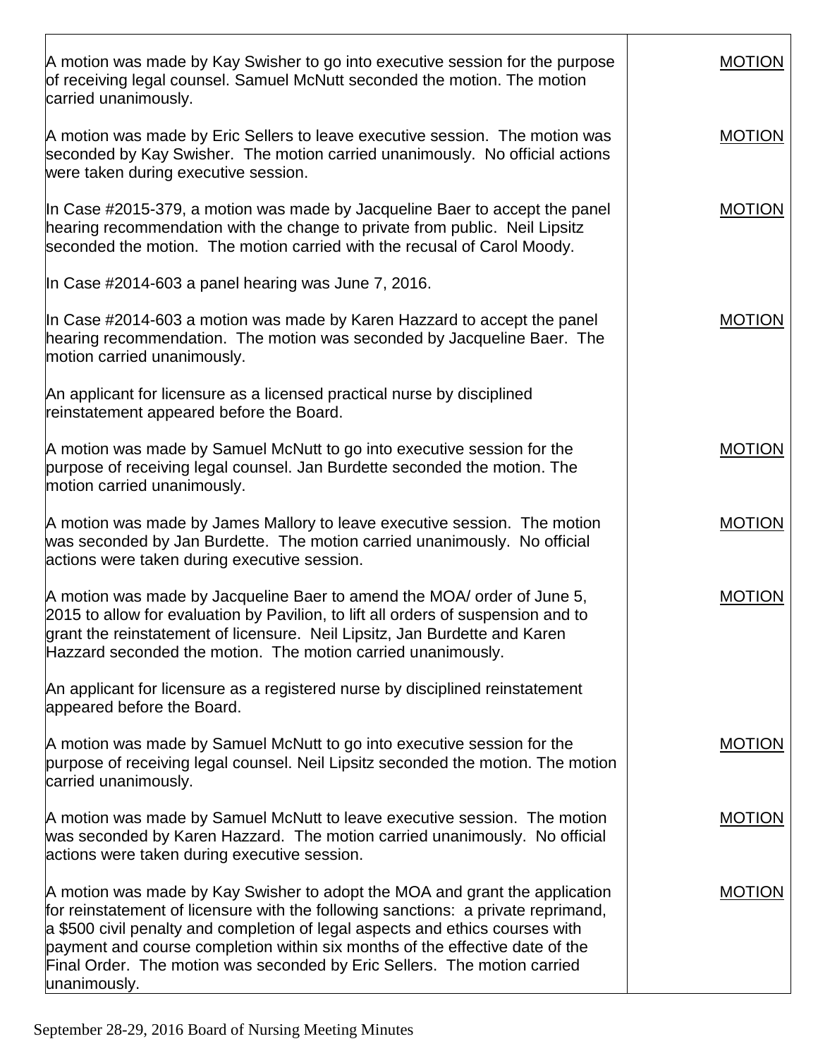| | |
|---|---|
| A motion was made by Kay Swisher to go into executive session for the purpose of receiving legal counsel. Samuel McNutt seconded the motion. The motion carried unanimously. | MOTION |
| A motion was made by Eric Sellers to leave executive session. The motion was seconded by Kay Swisher. The motion carried unanimously. No official actions were taken during executive session. | MOTION |
| In Case #2015-379, a motion was made by Jacqueline Baer to accept the panel hearing recommendation with the change to private from public. Neil Lipsitz seconded the motion. The motion carried with the recusal of Carol Moody. | MOTION |
| In Case #2014-603 a panel hearing was June 7, 2016. | |
| In Case #2014-603 a motion was made by Karen Hazzard to accept the panel hearing recommendation. The motion was seconded by Jacqueline Baer. The motion carried unanimously. | MOTION |
| An applicant for licensure as a licensed practical nurse by disciplined reinstatement appeared before the Board. | |
| A motion was made by Samuel McNutt to go into executive session for the purpose of receiving legal counsel. Jan Burdette seconded the motion. The motion carried unanimously. | MOTION |
| A motion was made by James Mallory to leave executive session. The motion was seconded by Jan Burdette. The motion carried unanimously. No official actions were taken during executive session. | MOTION |
| A motion was made by Jacqueline Baer to amend the MOA/ order of June 5, 2015 to allow for evaluation by Pavilion, to lift all orders of suspension and to grant the reinstatement of licensure. Neil Lipsitz, Jan Burdette and Karen Hazzard seconded the motion. The motion carried unanimously. | MOTION |
| An applicant for licensure as a registered nurse by disciplined reinstatement appeared before the Board. | |
| A motion was made by Samuel McNutt to go into executive session for the purpose of receiving legal counsel. Neil Lipsitz seconded the motion. The motion carried unanimously. | MOTION |
| A motion was made by Samuel McNutt to leave executive session. The motion was seconded by Karen Hazzard. The motion carried unanimously. No official actions were taken during executive session. | MOTION |
| A motion was made by Kay Swisher to adopt the MOA and grant the application for reinstatement of licensure with the following sanctions: a private reprimand, a $500 civil penalty and completion of legal aspects and ethics courses with payment and course completion within six months of the effective date of the Final Order. The motion was seconded by Eric Sellers. The motion carried unanimously. | MOTION |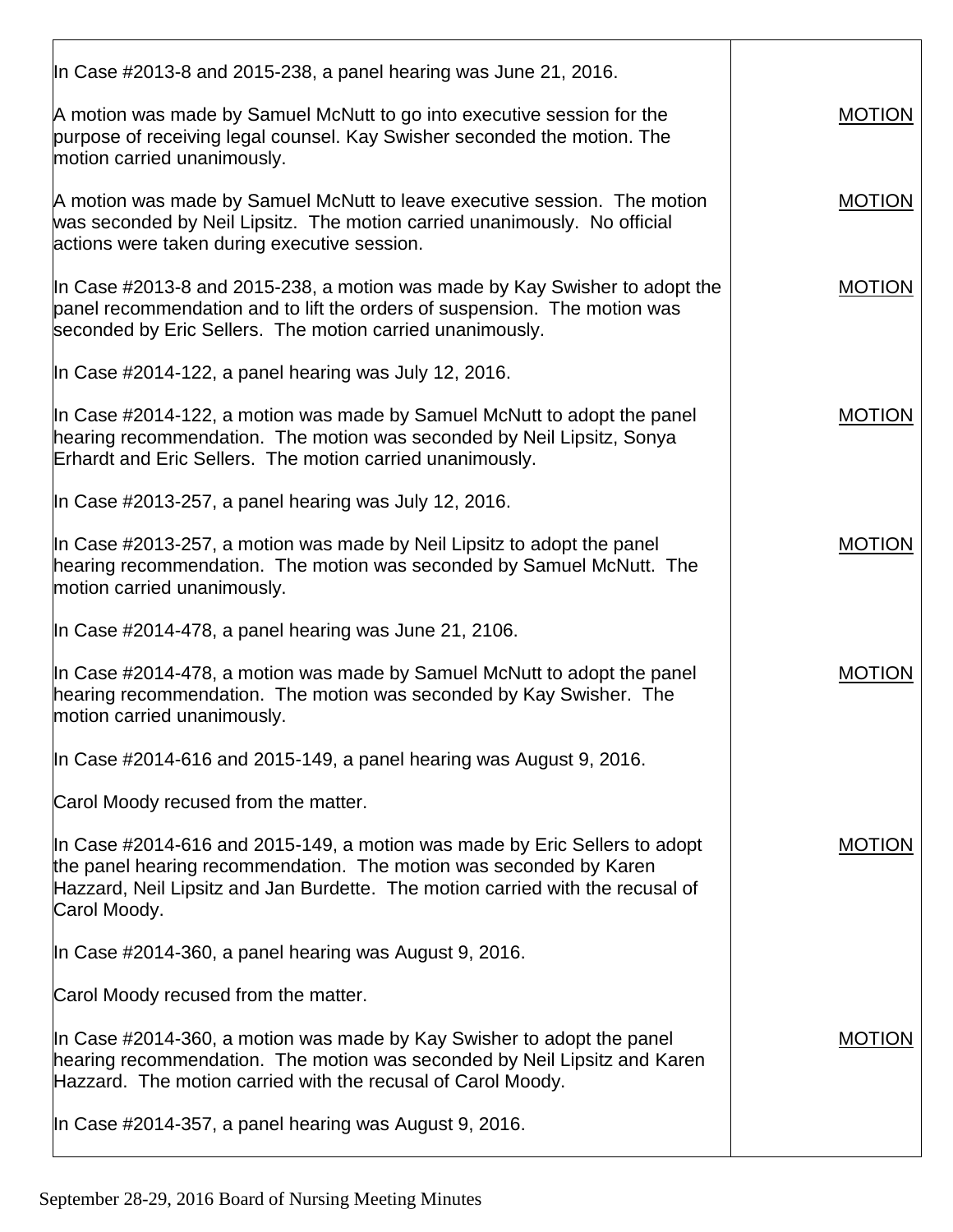| | |
|---|---|
| In Case #2013-8 and 2015-238, a panel hearing was June 21, 2016. | |
| A motion was made by Samuel McNutt to go into executive session for the purpose of receiving legal counsel. Kay Swisher seconded the motion. The motion carried unanimously. | MOTION |
| A motion was made by Samuel McNutt to leave executive session. The motion was seconded by Neil Lipsitz. The motion carried unanimously. No official actions were taken during executive session. | MOTION |
| In Case #2013-8 and 2015-238, a motion was made by Kay Swisher to adopt the panel recommendation and to lift the orders of suspension. The motion was seconded by Eric Sellers. The motion carried unanimously. | MOTION |
| In Case #2014-122, a panel hearing was July 12, 2016. | |
| In Case #2014-122, a motion was made by Samuel McNutt to adopt the panel hearing recommendation. The motion was seconded by Neil Lipsitz, Sonya Erhardt and Eric Sellers. The motion carried unanimously. | MOTION |
| In Case #2013-257, a panel hearing was July 12, 2016. | |
| In Case #2013-257, a motion was made by Neil Lipsitz to adopt the panel hearing recommendation. The motion was seconded by Samuel McNutt. The motion carried unanimously. | MOTION |
| In Case #2014-478, a panel hearing was June 21, 2106. | |
| In Case #2014-478, a motion was made by Samuel McNutt to adopt the panel hearing recommendation. The motion was seconded by Kay Swisher. The motion carried unanimously. | MOTION |
| In Case #2014-616 and 2015-149, a panel hearing was August 9, 2016. | |
| Carol Moody recused from the matter. | |
| In Case #2014-616 and 2015-149, a motion was made by Eric Sellers to adopt the panel hearing recommendation. The motion was seconded by Karen Hazzard, Neil Lipsitz and Jan Burdette. The motion carried with the recusal of Carol Moody. | MOTION |
| In Case #2014-360, a panel hearing was August 9, 2016. | |
| Carol Moody recused from the matter. | |
| In Case #2014-360, a motion was made by Kay Swisher to adopt the panel hearing recommendation. The motion was seconded by Neil Lipsitz and Karen Hazzard. The motion carried with the recusal of Carol Moody. | MOTION |
| In Case #2014-357, a panel hearing was August 9, 2016. | |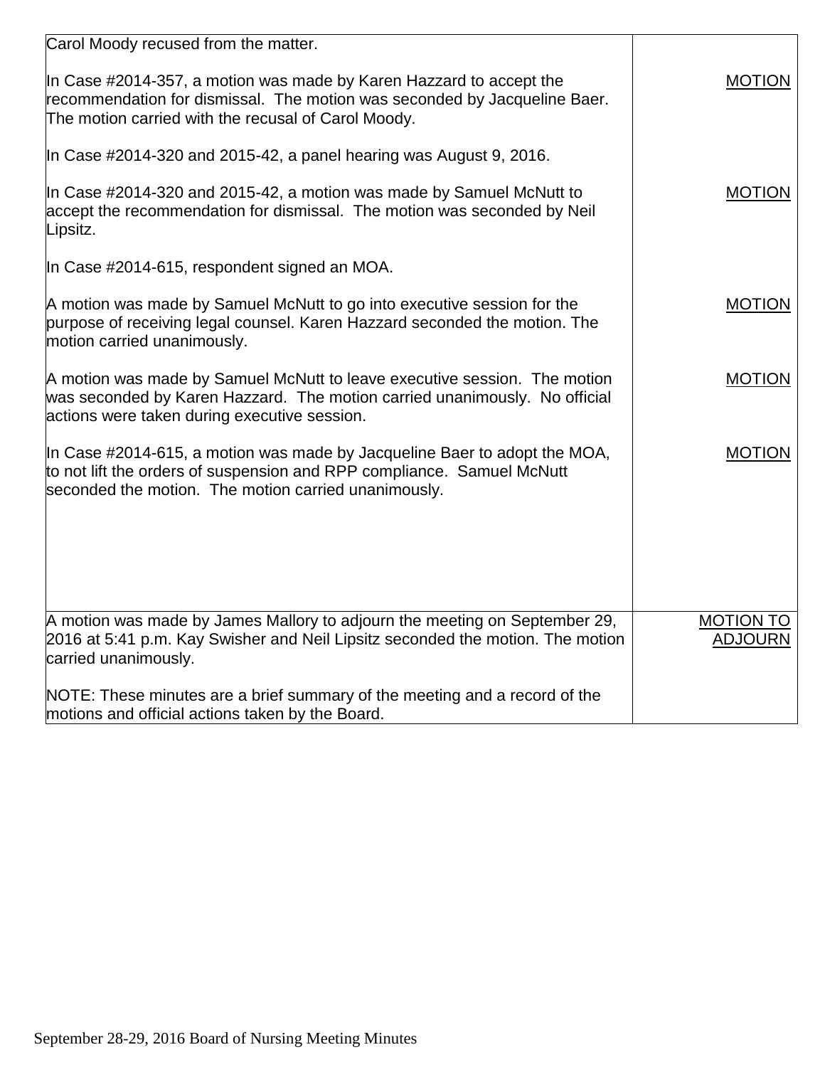| | |
|---|---|
| Carol Moody recused from the matter.<br><br>In Case #2014-357, a motion was made by Karen Hazzard to accept the recommendation for dismissal. The motion was seconded by Jacqueline Baer. The motion carried with the recusal of Carol Moody.<br><br>In Case #2014-320 and 2015-42, a panel hearing was August 9, 2016.<br><br>In Case #2014-320 and 2015-42, a motion was made by Samuel McNutt to accept the recommendation for dismissal. The motion was seconded by Neil Lipsitz.<br><br>In Case #2014-615, respondent signed an MOA.<br><br>A motion was made by Samuel McNutt to go into executive session for the purpose of receiving legal counsel. Karen Hazzard seconded the motion. The motion carried unanimously.<br><br>A motion was made by Samuel McNutt to leave executive session. The motion was seconded by Karen Hazzard. The motion carried unanimously. No official actions were taken during executive session.<br><br>In Case #2014-615, a motion was made by Jacqueline Baer to adopt the MOA, to not lift the orders of suspension and RPP compliance. Samuel McNutt seconded the motion. The motion carried unanimously. | MOTION<br><br>MOTION<br><br>MOTION<br><br>MOTION<br><br>MOTION |
| A motion was made by James Mallory to adjourn the meeting on September 29, 2016 at 5:41 p.m. Kay Swisher and Neil Lipsitz seconded the motion. The motion carried unanimously.<br><br>NOTE: These minutes are a brief summary of the meeting and a record of the motions and official actions taken by the Board. | MOTION TO ADJOURN |